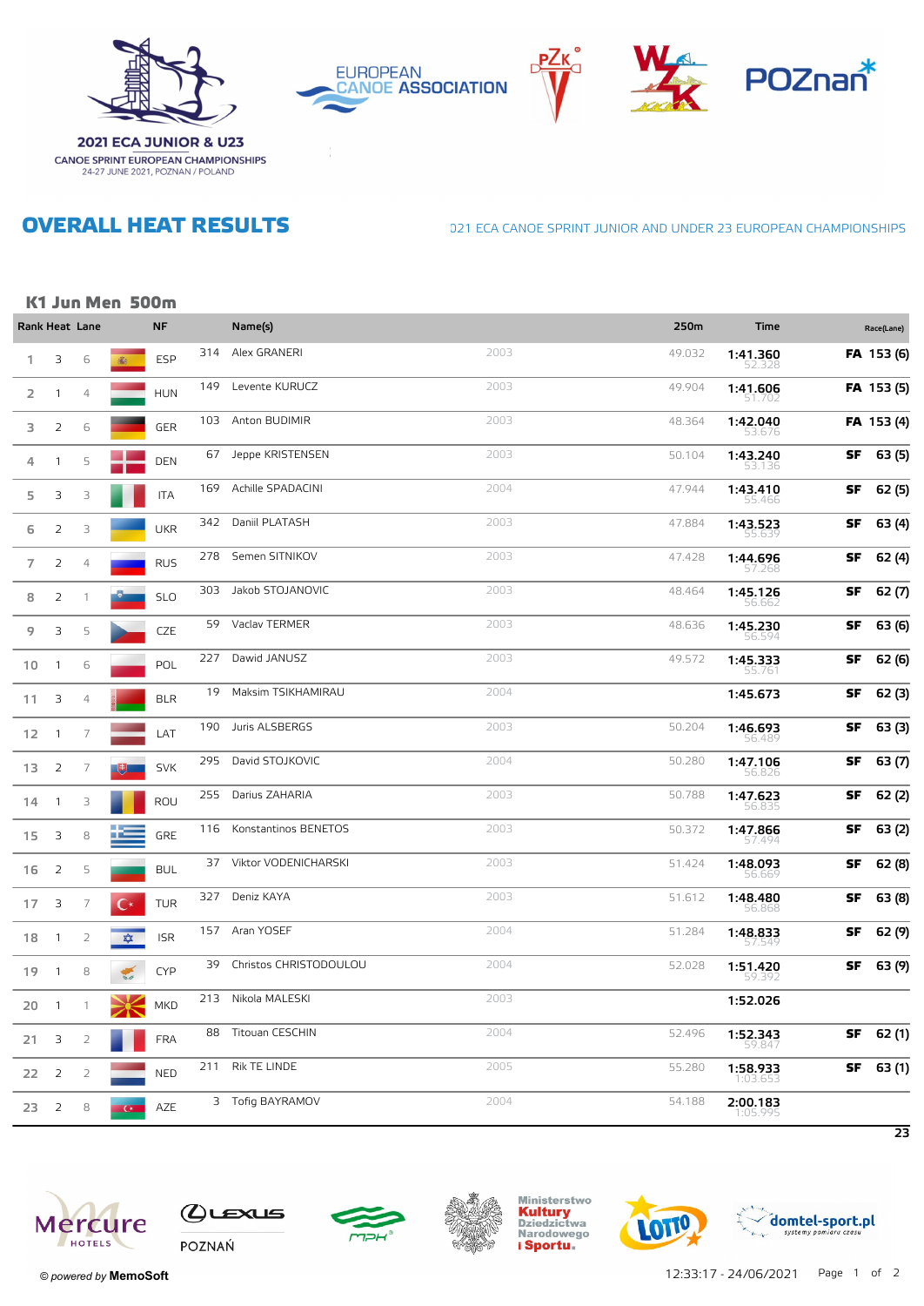2021 ECA JUNIOR & U23
CANOE SPRINT EUROPEAN CHAMPIONSHIPS
24-27 JUNE 2021, POZNAN / POLAND

# OVERALL HEAT RESULTS

021 ECA CANOE SPRINT JUNIOR AND UNDER 23 EUROPEAN CHAMPIONSHIPS

## K1 Jun Men 500m

| Rank | Heat | Lane | NF | | Name(s) | | 250m | Time | Race(Lane) |
|---|---|---|---|---|---|---|---|---|---|
| 1 | 3 | 6 | ESP | 314 | Alex GRANERI | 2003 | 49.032 | **1:41.360** 52.328 | **FA** 153 (6) |
| 2 | 1 | 4 | HUN | 149 | Levente KURUCZ | 2003 | 49.904 | **1:41.606** 51.702 | **FA** 153 (5) |
| 3 | 2 | 6 | GER | 103 | Anton BUDIMIR | 2003 | 48.364 | **1:42.040** 53.676 | **FA** 153 (4) |
| 4 | 1 | 5 | DEN | 67 | Jeppe KRISTENSEN | 2003 | 50.104 | **1:43.240** 53.136 | **SF** 63 (5) |
| 5 | 3 | 3 | ITA | 169 | Achille SPADACINI | 2004 | 47.944 | **1:43.410** 55.466 | **SF** 62 (5) |
| 6 | 2 | 3 | UKR | 342 | Daniil PLATASH | 2003 | 47.884 | **1:43.523** 55.639 | **SF** 63 (4) |
| 7 | 2 | 4 | RUS | 278 | Semen SITNIKOV | 2003 | 47.428 | **1:44.696** 57.268 | **SF** 62 (4) |
| 8 | 2 | 1 | SLO | 303 | Jakob STOJANOVIC | 2003 | 48.464 | **1:45.126** 56.662 | **SF** 62 (7) |
| 9 | 3 | 5 | CZE | 59 | Vaclav TERMER | 2003 | 48.636 | **1:45.230** 56.594 | **SF** 63 (6) |
| 10 | 1 | 6 | POL | 227 | Dawid JANUSZ | 2003 | 49.572 | **1:45.333** 55.761 | **SF** 62 (6) |
| 11 | 3 | 4 | BLR | 19 | Maksim TSIKHAMIRAU | 2004 | | **1:45.673** | **SF** 62 (3) |
| 12 | 1 | 7 | LAT | 190 | Juris ALSBERGS | 2003 | 50.204 | **1:46.693** 56.489 | **SF** 63 (3) |
| 13 | 2 | 7 | SVK | 295 | David STOJKOVIC | 2004 | 50.280 | **1:47.106** 56.826 | **SF** 63 (7) |
| 14 | 1 | 3 | ROU | 255 | Darius ZAHARIA | 2003 | 50.788 | **1:47.623** 56.835 | **SF** 62 (2) |
| 15 | 3 | 8 | GRE | 116 | Konstantinos BENETOS | 2003 | 50.372 | **1:47.866** 57.494 | **SF** 63 (2) |
| 16 | 2 | 5 | BUL | 37 | Viktor VODENICHARSKI | 2003 | 51.424 | **1:48.093** 56.669 | **SF** 62 (8) |
| 17 | 3 | 7 | TUR | 327 | Deniz KAYA | 2003 | 51.612 | **1:48.480** 56.868 | **SF** 63 (8) |
| 18 | 1 | 2 | ISR | 157 | Aran YOSEF | 2004 | 51.284 | **1:48.833** 57.549 | **SF** 62 (9) |
| 19 | 1 | 8 | CYP | 39 | Christos CHRISTODOULOU | 2004 | 52.028 | **1:51.420** 59.392 | **SF** 63 (9) |
| 20 | 1 | 1 | MKD | 213 | Nikola MALESKI | 2003 | | **1:52.026** | |
| 21 | 3 | 2 | FRA | 88 | Titouan CESCHIN | 2004 | 52.496 | **1:52.343** 59.847 | **SF** 62 (1) |
| 22 | 2 | 2 | NED | 211 | Rik TE LINDE | 2005 | 55.280 | **1:58.933** 1:03.653 | **SF** 63 (1) |
| 23 | 2 | 8 | AZE | 3 | Tofig BAYRAMOV | 2004 | 54.188 | **2:00.183** 1:05.995 | |

**23**

© powered by **MemoSoft**

12:33:17 - 24/06/2021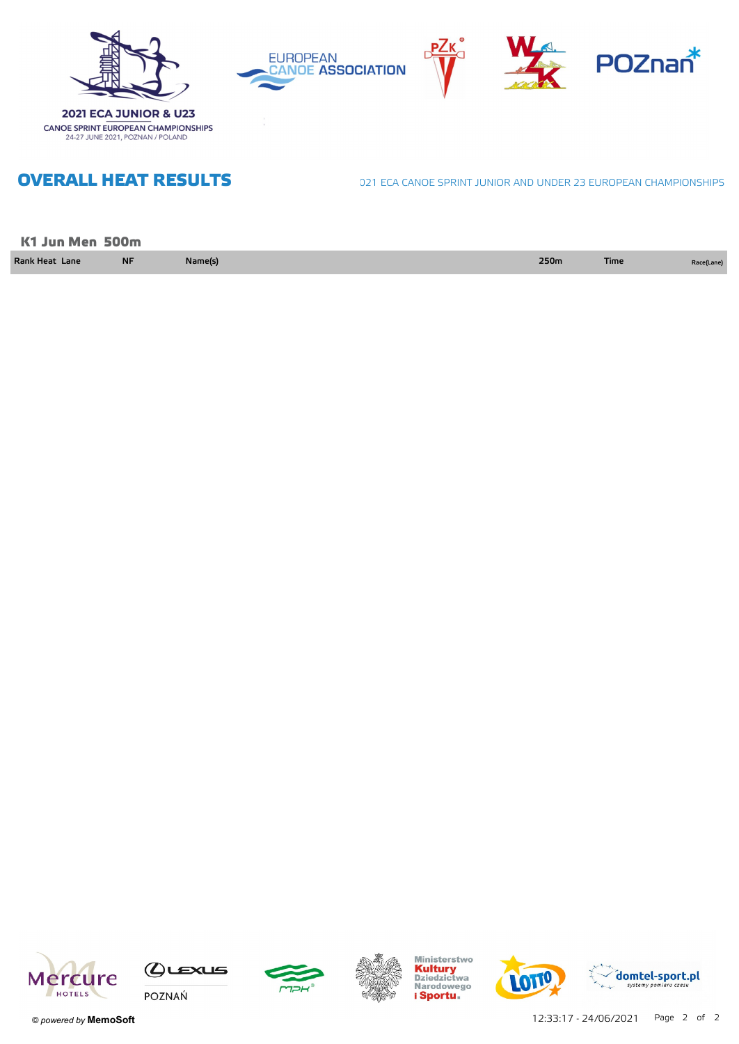## OVERALL HEAT RESULTS

021 ECA CANOE SPRINT JUNIOR AND UNDER 23 EUROPEAN CHAMPIONSHIPS

### K1 Jun Men 500m

| Rank | Heat | Lane | NF | Name(s) | 250m | Time | Race(Lane) |
|---|---|---|---|---|---|---|---|